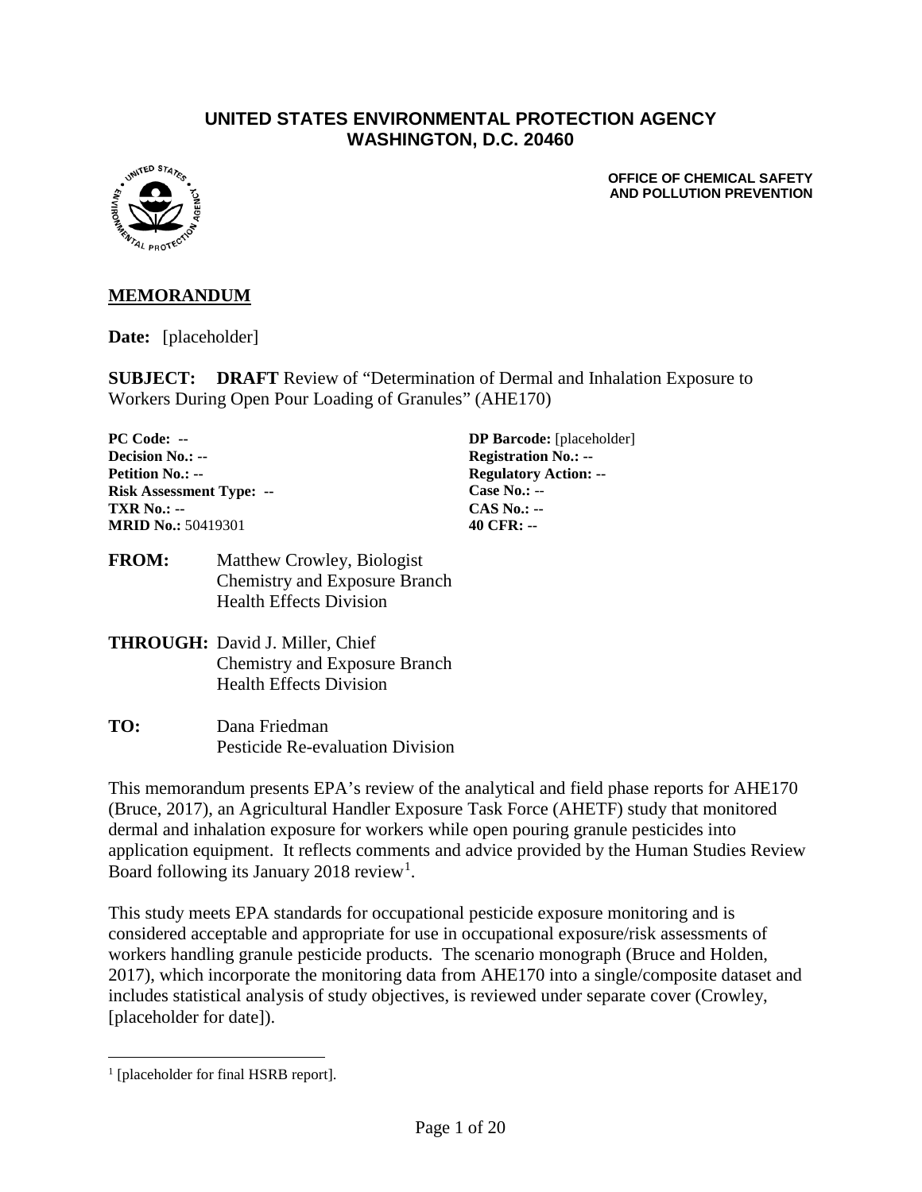**UNITED STATES ENVIRONMENTAL PROTECTION AGENCY**
**WASHINGTON, D.C. 20460**

**OFFICE OF CHEMICAL SAFETY AND POLLUTION PREVENTION**

## MEMORANDUM

**Date:** [placeholder]

**SUBJECT:** **DRAFT** Review of "Determination of Dermal and Inhalation Exposure to Workers During Open Pour Loading of Granules" (AHE170)

| | |
|---|---|
| **PC Code:** -- | **DP Barcode:** [placeholder] |
| **Decision No.:** -- | **Registration No.:** -- |
| **Petition No.:** -- | **Regulatory Action:** -- |
| **Risk Assessment Type:** -- | **Case No.:** -- |
| **TXR No.:** -- | **CAS No.:** -- |
| **MRID No.:** 50419301 | **40 CFR:** -- |

**FROM:** Matthew Crowley, Biologist
Chemistry and Exposure Branch
Health Effects Division

**THROUGH:** David J. Miller, Chief
Chemistry and Exposure Branch
Health Effects Division

**TO:** Dana Friedman
Pesticide Re-evaluation Division

This memorandum presents EPA's review of the analytical and field phase reports for AHE170 (Bruce, 2017), an Agricultural Handler Exposure Task Force (AHETF) study that monitored dermal and inhalation exposure for workers while open pouring granule pesticides into application equipment. It reflects comments and advice provided by the Human Studies Review Board following its January 2018 review[1].

This study meets EPA standards for occupational pesticide exposure monitoring and is considered acceptable and appropriate for use in occupational exposure/risk assessments of workers handling granule pesticide products. The scenario monograph (Bruce and Holden, 2017), which incorporate the monitoring data from AHE170 into a single/composite dataset and includes statistical analysis of study objectives, is reviewed under separate cover (Crowley, [placeholder for date]).

[1] [placeholder for final HSRB report].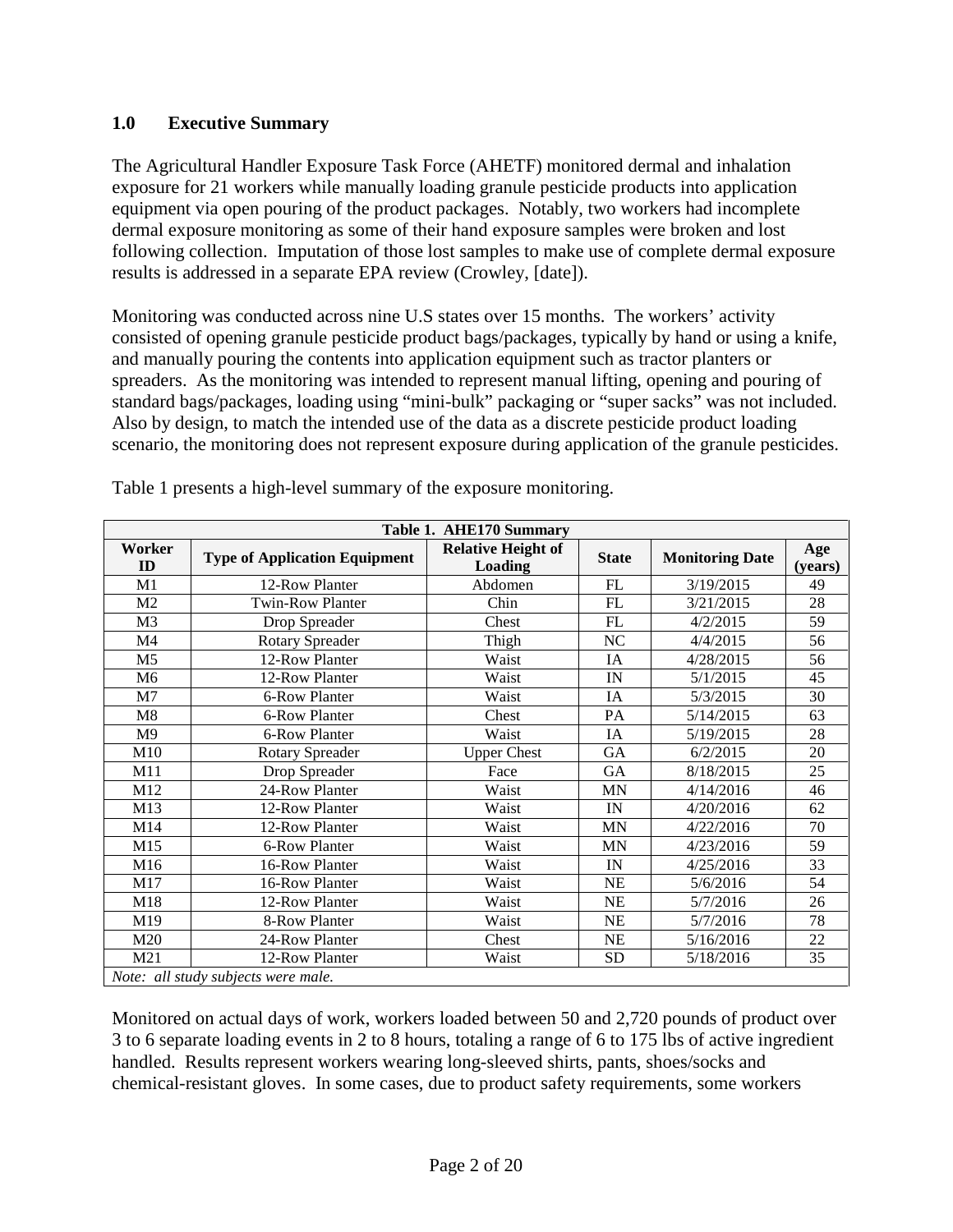## 1.0 Executive Summary

The Agricultural Handler Exposure Task Force (AHETF) monitored dermal and inhalation exposure for 21 workers while manually loading granule pesticide products into application equipment via open pouring of the product packages. Notably, two workers had incomplete dermal exposure monitoring as some of their hand exposure samples were broken and lost following collection. Imputation of those lost samples to make use of complete dermal exposure results is addressed in a separate EPA review (Crowley, [date]).

Monitoring was conducted across nine U.S states over 15 months. The workers' activity consisted of opening granule pesticide product bags/packages, typically by hand or using a knife, and manually pouring the contents into application equipment such as tractor planters or spreaders. As the monitoring was intended to represent manual lifting, opening and pouring of standard bags/packages, loading using "mini-bulk" packaging or "super sacks" was not included. Also by design, to match the intended use of the data as a discrete pesticide product loading scenario, the monitoring does not represent exposure during application of the granule pesticides.

Table 1 presents a high-level summary of the exposure monitoring.

**Table 1. AHE170 Summary**

| Worker ID | Type of Application Equipment | Relative Height of Loading | State | Monitoring Date | Age (years) |
|---|---|---|---|---|---|
| M1 | 12-Row Planter | Abdomen | FL | 3/19/2015 | 49 |
| M2 | Twin-Row Planter | Chin | FL | 3/21/2015 | 28 |
| M3 | Drop Spreader | Chest | FL | 4/2/2015 | 59 |
| M4 | Rotary Spreader | Thigh | NC | 4/4/2015 | 56 |
| M5 | 12-Row Planter | Waist | IA | 4/28/2015 | 56 |
| M6 | 12-Row Planter | Waist | IN | 5/1/2015 | 45 |
| M7 | 6-Row Planter | Waist | IA | 5/3/2015 | 30 |
| M8 | 6-Row Planter | Chest | PA | 5/14/2015 | 63 |
| M9 | 6-Row Planter | Waist | IA | 5/19/2015 | 28 |
| M10 | Rotary Spreader | Upper Chest | GA | 6/2/2015 | 20 |
| M11 | Drop Spreader | Face | GA | 8/18/2015 | 25 |
| M12 | 24-Row Planter | Waist | MN | 4/14/2016 | 46 |
| M13 | 12-Row Planter | Waist | IN | 4/20/2016 | 62 |
| M14 | 12-Row Planter | Waist | MN | 4/22/2016 | 70 |
| M15 | 6-Row Planter | Waist | MN | 4/23/2016 | 59 |
| M16 | 16-Row Planter | Waist | IN | 4/25/2016 | 33 |
| M17 | 16-Row Planter | Waist | NE | 5/6/2016 | 54 |
| M18 | 12-Row Planter | Waist | NE | 5/7/2016 | 26 |
| M19 | 8-Row Planter | Waist | NE | 5/7/2016 | 78 |
| M20 | 24-Row Planter | Chest | NE | 5/16/2016 | 22 |
| M21 | 12-Row Planter | Waist | SD | 5/18/2016 | 35 |

*Note: all study subjects were male.*

Monitored on actual days of work, workers loaded between 50 and 2,720 pounds of product over 3 to 6 separate loading events in 2 to 8 hours, totaling a range of 6 to 175 lbs of active ingredient handled. Results represent workers wearing long-sleeved shirts, pants, shoes/socks and chemical-resistant gloves. In some cases, due to product safety requirements, some workers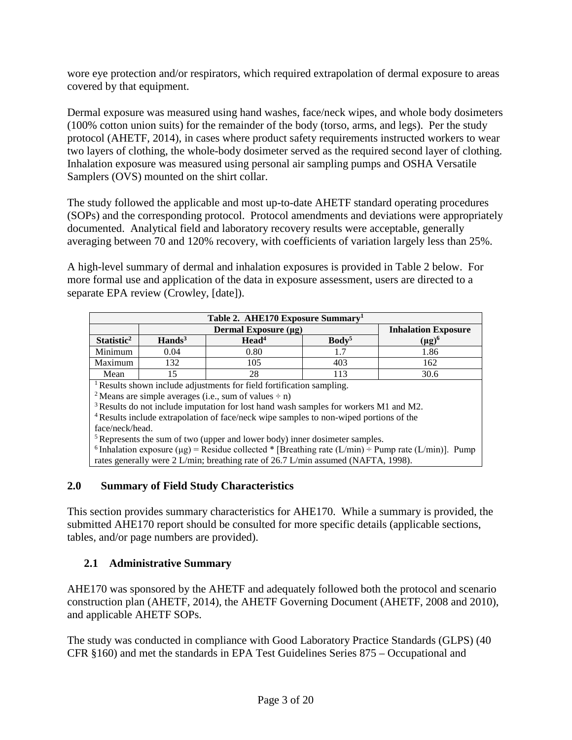wore eye protection and/or respirators, which required extrapolation of dermal exposure to areas covered by that equipment.

Dermal exposure was measured using hand washes, face/neck wipes, and whole body dosimeters (100% cotton union suits) for the remainder of the body (torso, arms, and legs). Per the study protocol (AHETF, 2014), in cases where product safety requirements instructed workers to wear two layers of clothing, the whole-body dosimeter served as the required second layer of clothing. Inhalation exposure was measured using personal air sampling pumps and OSHA Versatile Samplers (OVS) mounted on the shirt collar.

The study followed the applicable and most up-to-date AHETF standard operating procedures (SOPs) and the corresponding protocol. Protocol amendments and deviations were appropriately documented. Analytical field and laboratory recovery results were acceptable, generally averaging between 70 and 120% recovery, with coefficients of variation largely less than 25%.

A high-level summary of dermal and inhalation exposures is provided in Table 2 below. For more formal use and application of the data in exposure assessment, users are directed to a separate EPA review (Crowley, [date]).

**Table 2. AHE170 Exposure Summary[1]**

| | Dermal Exposure (µg) | | | Inhalation Exposure (µg)[6] |
|---|---|---|---|---|
| **Statistic[2]** | **Hands[3]** | **Head[4]** | **Body[5]** | |
| Minimum | 0.04 | 0.80 | 1.7 | 1.86 |
| Maximum | 132 | 105 | 403 | 162 |
| Mean | 15 | 28 | 113 | 30.6 |

[1] Results shown include adjustments for field fortification sampling.
[2] Means are simple averages (i.e., sum of values ÷ n)
[3] Results do not include imputation for lost hand wash samples for workers M1 and M2.
[4] Results include extrapolation of face/neck wipe samples to non-wiped portions of the face/neck/head.
[5] Represents the sum of two (upper and lower body) inner dosimeter samples.
[6] Inhalation exposure (µg) = Residue collected * [Breathing rate (L/min) ÷ Pump rate (L/min)]. Pump rates generally were 2 L/min; breathing rate of 26.7 L/min assumed (NAFTA, 1998).

## 2.0 Summary of Field Study Characteristics

This section provides summary characteristics for AHE170. While a summary is provided, the submitted AHE170 report should be consulted for more specific details (applicable sections, tables, and/or page numbers are provided).

### 2.1 Administrative Summary

AHE170 was sponsored by the AHETF and adequately followed both the protocol and scenario construction plan (AHETF, 2014), the AHETF Governing Document (AHETF, 2008 and 2010), and applicable AHETF SOPs.

The study was conducted in compliance with Good Laboratory Practice Standards (GLPS) (40 CFR §160) and met the standards in EPA Test Guidelines Series 875 – Occupational and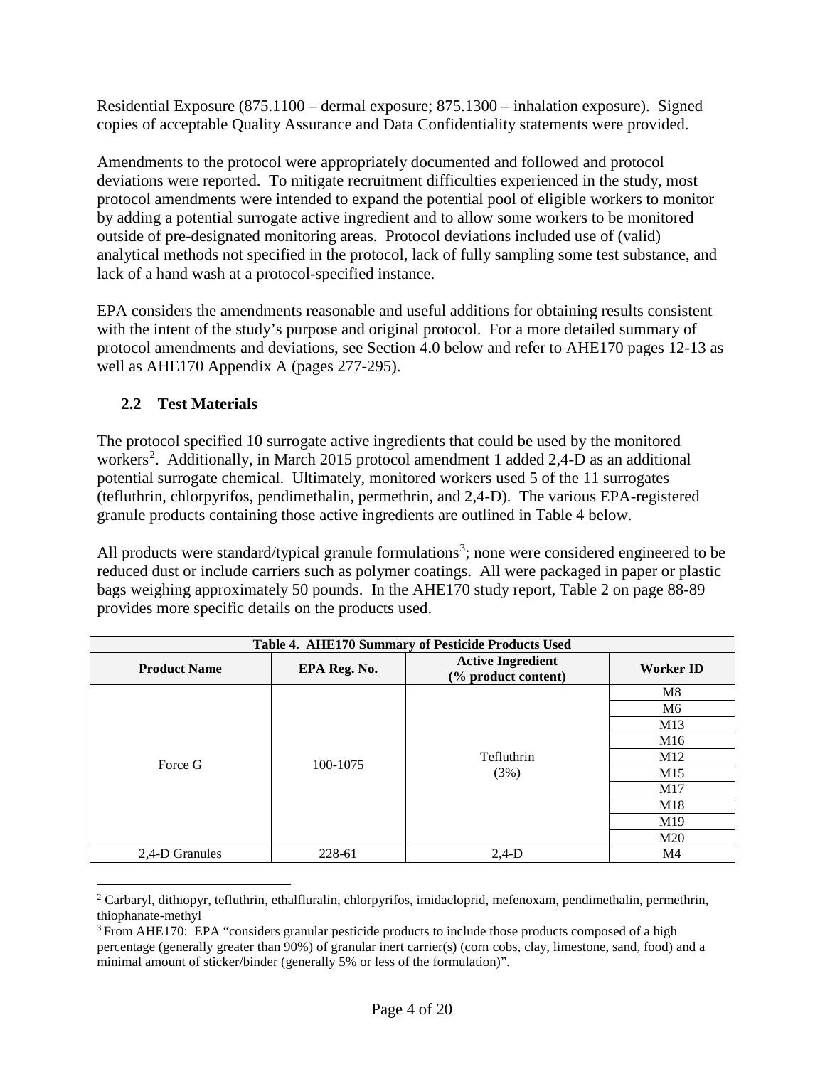Residential Exposure (875.1100 – dermal exposure; 875.1300 – inhalation exposure). Signed copies of acceptable Quality Assurance and Data Confidentiality statements were provided.

Amendments to the protocol were appropriately documented and followed and protocol deviations were reported. To mitigate recruitment difficulties experienced in the study, most protocol amendments were intended to expand the potential pool of eligible workers to monitor by adding a potential surrogate active ingredient and to allow some workers to be monitored outside of pre-designated monitoring areas. Protocol deviations included use of (valid) analytical methods not specified in the protocol, lack of fully sampling some test substance, and lack of a hand wash at a protocol-specified instance.

EPA considers the amendments reasonable and useful additions for obtaining results consistent with the intent of the study's purpose and original protocol. For a more detailed summary of protocol amendments and deviations, see Section 4.0 below and refer to AHE170 pages 12-13 as well as AHE170 Appendix A (pages 277-295).

### 2.2 Test Materials

The protocol specified 10 surrogate active ingredients that could be used by the monitored workers[2]. Additionally, in March 2015 protocol amendment 1 added 2,4-D as an additional potential surrogate chemical. Ultimately, monitored workers used 5 of the 11 surrogates (tefluthrin, chlorpyrifos, pendimethalin, permethrin, and 2,4-D). The various EPA-registered granule products containing those active ingredients are outlined in Table 4 below.

All products were standard/typical granule formulations[3]; none were considered engineered to be reduced dust or include carriers such as polymer coatings. All were packaged in paper or plastic bags weighing approximately 50 pounds. In the AHE170 study report, Table 2 on page 88-89 provides more specific details on the products used.

**Table 4. AHE170 Summary of Pesticide Products Used**

| Product Name | EPA Reg. No. | Active Ingredient (% product content) | Worker ID |
|---|---|---|---|
| Force G | 100-1075 | Tefluthrin (3%) | M8 |
| | | | M6 |
| | | | M13 |
| | | | M16 |
| | | | M12 |
| | | | M15 |
| | | | M17 |
| | | | M18 |
| | | | M19 |
| | | | M20 |
| 2,4-D Granules | 228-61 | 2,4-D | M4 |

[2] Carbaryl, dithiopyr, tefluthrin, ethalfluralin, chlorpyrifos, imidacloprid, mefenoxam, pendimethalin, permethrin, thiophanate-methyl

[3] From AHE170: EPA "considers granular pesticide products to include those products composed of a high percentage (generally greater than 90%) of granular inert carrier(s) (corn cobs, clay, limestone, sand, food) and a minimal amount of sticker/binder (generally 5% or less of the formulation)".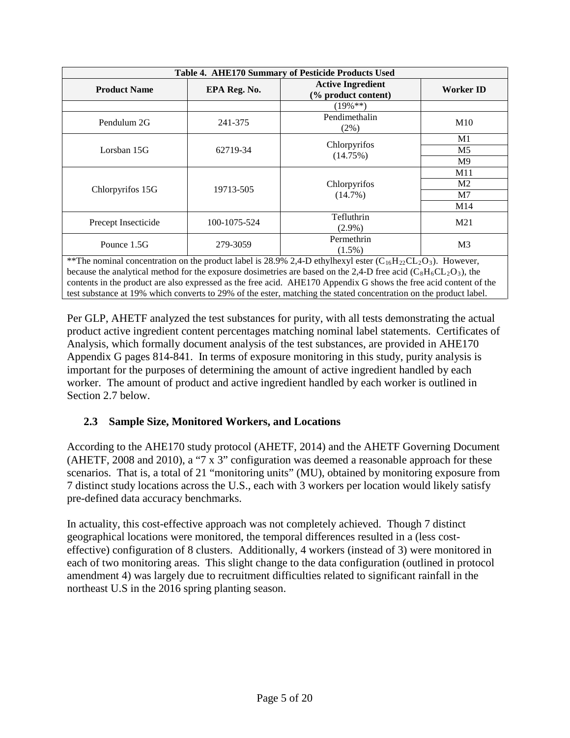| Table 4. AHE170 Summary of Pesticide Products Used | | | |
|---|---|---|---|
| **Product Name** | **EPA Reg. No.** | **Active Ingredient (% product content)** | **Worker ID** |
| | | (19%**) | |
| Pendulum 2G | 241-375 | Pendimethalin (2%) | M10 |
| Lorsban 15G | 62719-34 | Chlorpyrifos (14.75%) | M1 |
| | | | M5 |
| | | | M9 |
| Chlorpyrifos 15G | 19713-505 | Chlorpyrifos (14.7%) | M11 |
| | | | M2 |
| | | | M7 |
| | | | M14 |
| Precept Insecticide | 100-1075-524 | Tefluthrin (2.9%) | M21 |
| Pounce 1.5G | 279-3059 | Permethrin (1.5%) | M3 |

**The nominal concentration on the product label is 28.9% 2,4-D ethylhexyl ester ($C_{16}H_{22}CL_2O_3$). However, because the analytical method for the exposure dosimetries are based on the 2,4-D free acid ($C_8H_6CL_2O_3$), the contents in the product are also expressed as the free acid. AHE170 Appendix G shows the free acid content of the test substance at 19% which converts to 29% of the ester, matching the stated concentration on the product label.

Per GLP, AHETF analyzed the test substances for purity, with all tests demonstrating the actual product active ingredient content percentages matching nominal label statements. Certificates of Analysis, which formally document analysis of the test substances, are provided in AHE170 Appendix G pages 814-841. In terms of exposure monitoring in this study, purity analysis is important for the purposes of determining the amount of active ingredient handled by each worker. The amount of product and active ingredient handled by each worker is outlined in Section 2.7 below.

### 2.3 Sample Size, Monitored Workers, and Locations

According to the AHE170 study protocol (AHETF, 2014) and the AHETF Governing Document (AHETF, 2008 and 2010), a "7 x 3" configuration was deemed a reasonable approach for these scenarios. That is, a total of 21 "monitoring units" (MU), obtained by monitoring exposure from 7 distinct study locations across the U.S., each with 3 workers per location would likely satisfy pre-defined data accuracy benchmarks.

In actuality, this cost-effective approach was not completely achieved. Though 7 distinct geographical locations were monitored, the temporal differences resulted in a (less cost-effective) configuration of 8 clusters. Additionally, 4 workers (instead of 3) were monitored in each of two monitoring areas. This slight change to the data configuration (outlined in protocol amendment 4) was largely due to recruitment difficulties related to significant rainfall in the northeast U.S in the 2016 spring planting season.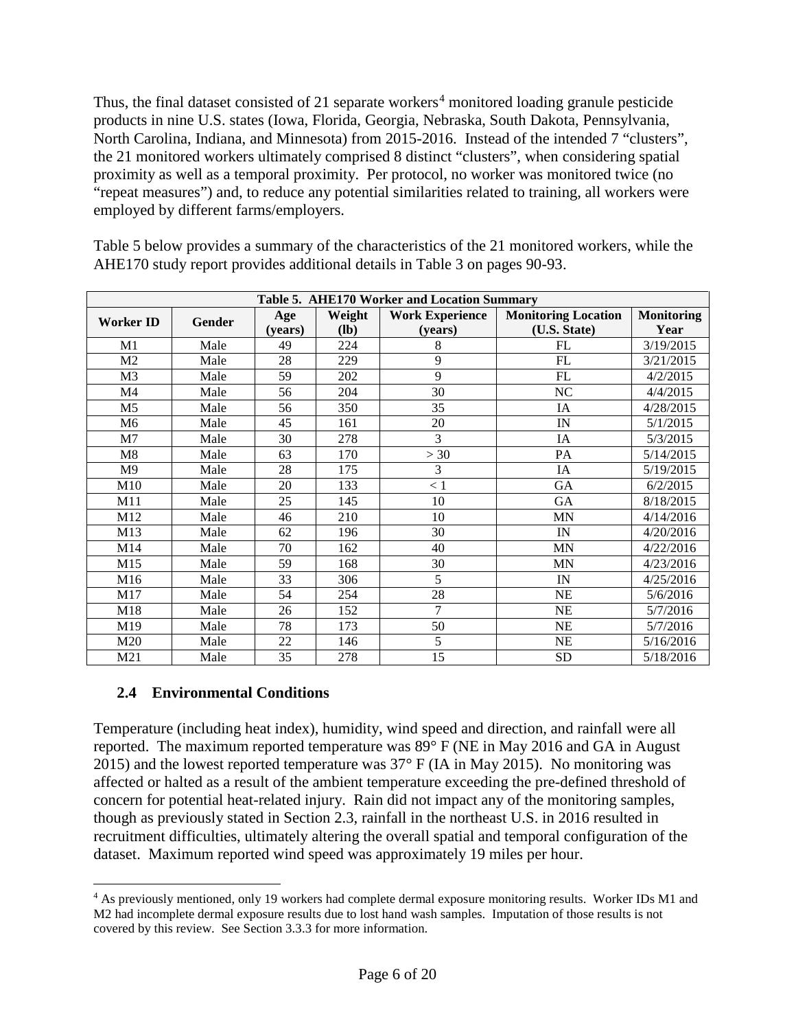Thus, the final dataset consisted of 21 separate workers[4] monitored loading granule pesticide products in nine U.S. states (Iowa, Florida, Georgia, Nebraska, South Dakota, Pennsylvania, North Carolina, Indiana, and Minnesota) from 2015-2016. Instead of the intended 7 "clusters", the 21 monitored workers ultimately comprised 8 distinct "clusters", when considering spatial proximity as well as a temporal proximity. Per protocol, no worker was monitored twice (no "repeat measures") and, to reduce any potential similarities related to training, all workers were employed by different farms/employers.

Table 5 below provides a summary of the characteristics of the 21 monitored workers, while the AHE170 study report provides additional details in Table 3 on pages 90-93.

| Table 5. AHE170 Worker and Location Summary | | | | | | |
|---|---|---|---|---|---|---|
| **Worker ID** | **Gender** | **Age (years)** | **Weight (lb)** | **Work Experience (years)** | **Monitoring Location (U.S. State)** | **Monitoring Year** |
| M1 | Male | 49 | 224 | 8 | FL | 3/19/2015 |
| M2 | Male | 28 | 229 | 9 | FL | 3/21/2015 |
| M3 | Male | 59 | 202 | 9 | FL | 4/2/2015 |
| M4 | Male | 56 | 204 | 30 | NC | 4/4/2015 |
| M5 | Male | 56 | 350 | 35 | IA | 4/28/2015 |
| M6 | Male | 45 | 161 | 20 | IN | 5/1/2015 |
| M7 | Male | 30 | 278 | 3 | IA | 5/3/2015 |
| M8 | Male | 63 | 170 | > 30 | PA | 5/14/2015 |
| M9 | Male | 28 | 175 | 3 | IA | 5/19/2015 |
| M10 | Male | 20 | 133 | < 1 | GA | 6/2/2015 |
| M11 | Male | 25 | 145 | 10 | GA | 8/18/2015 |
| M12 | Male | 46 | 210 | 10 | MN | 4/14/2016 |
| M13 | Male | 62 | 196 | 30 | IN | 4/20/2016 |
| M14 | Male | 70 | 162 | 40 | MN | 4/22/2016 |
| M15 | Male | 59 | 168 | 30 | MN | 4/23/2016 |
| M16 | Male | 33 | 306 | 5 | IN | 4/25/2016 |
| M17 | Male | 54 | 254 | 28 | NE | 5/6/2016 |
| M18 | Male | 26 | 152 | 7 | NE | 5/7/2016 |
| M19 | Male | 78 | 173 | 50 | NE | 5/7/2016 |
| M20 | Male | 22 | 146 | 5 | NE | 5/16/2016 |
| M21 | Male | 35 | 278 | 15 | SD | 5/18/2016 |

### 2.4 Environmental Conditions

Temperature (including heat index), humidity, wind speed and direction, and rainfall were all reported. The maximum reported temperature was 89° F (NE in May 2016 and GA in August 2015) and the lowest reported temperature was 37° F (IA in May 2015). No monitoring was affected or halted as a result of the ambient temperature exceeding the pre-defined threshold of concern for potential heat-related injury. Rain did not impact any of the monitoring samples, though as previously stated in Section 2.3, rainfall in the northeast U.S. in 2016 resulted in recruitment difficulties, ultimately altering the overall spatial and temporal configuration of the dataset. Maximum reported wind speed was approximately 19 miles per hour.

[4] As previously mentioned, only 19 workers had complete dermal exposure monitoring results. Worker IDs M1 and M2 had incomplete dermal exposure results due to lost hand wash samples. Imputation of those results is not covered by this review. See Section 3.3.3 for more information.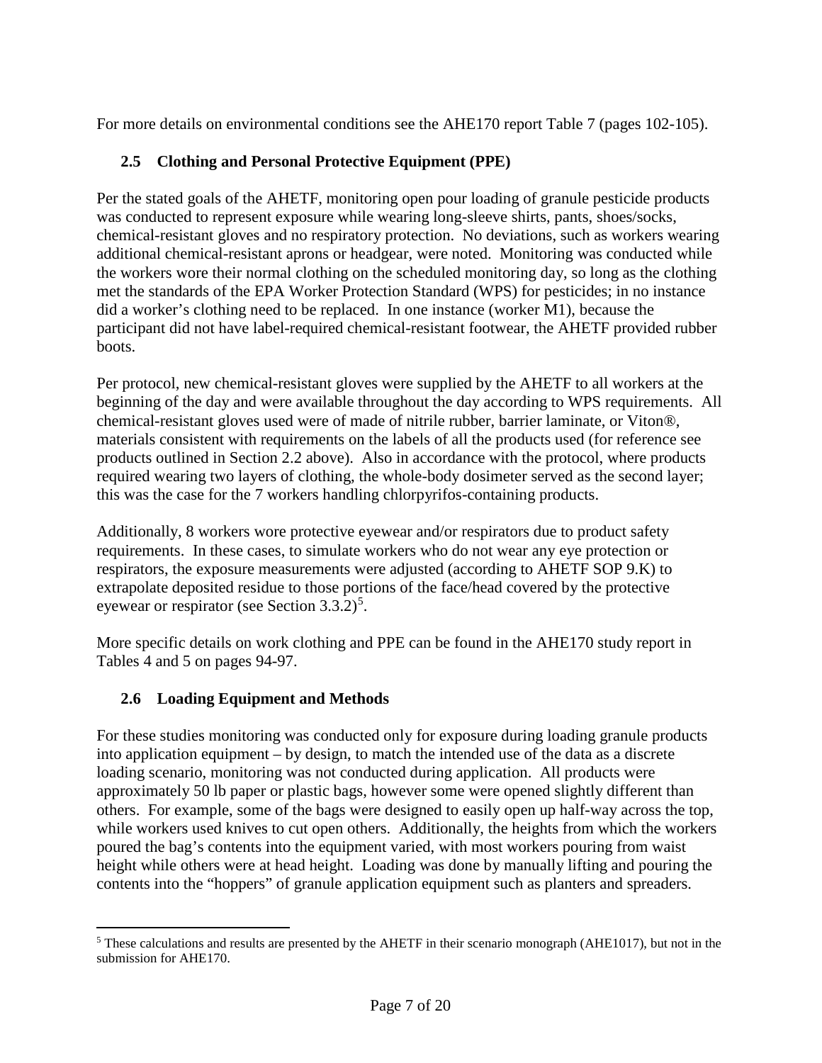For more details on environmental conditions see the AHE170 report Table 7 (pages 102-105).

## 2.5 Clothing and Personal Protective Equipment (PPE)

Per the stated goals of the AHETF, monitoring open pour loading of granule pesticide products was conducted to represent exposure while wearing long-sleeve shirts, pants, shoes/socks, chemical-resistant gloves and no respiratory protection. No deviations, such as workers wearing additional chemical-resistant aprons or headgear, were noted. Monitoring was conducted while the workers wore their normal clothing on the scheduled monitoring day, so long as the clothing met the standards of the EPA Worker Protection Standard (WPS) for pesticides; in no instance did a worker's clothing need to be replaced. In one instance (worker M1), because the participant did not have label-required chemical-resistant footwear, the AHETF provided rubber boots.

Per protocol, new chemical-resistant gloves were supplied by the AHETF to all workers at the beginning of the day and were available throughout the day according to WPS requirements. All chemical-resistant gloves used were of made of nitrile rubber, barrier laminate, or Viton®, materials consistent with requirements on the labels of all the products used (for reference see products outlined in Section 2.2 above). Also in accordance with the protocol, where products required wearing two layers of clothing, the whole-body dosimeter served as the second layer; this was the case for the 7 workers handling chlorpyrifos-containing products.

Additionally, 8 workers wore protective eyewear and/or respirators due to product safety requirements. In these cases, to simulate workers who do not wear any eye protection or respirators, the exposure measurements were adjusted (according to AHETF SOP 9.K) to extrapolate deposited residue to those portions of the face/head covered by the protective eyewear or respirator (see Section 3.3.2)[5].

More specific details on work clothing and PPE can be found in the AHE170 study report in Tables 4 and 5 on pages 94-97.

## 2.6 Loading Equipment and Methods

For these studies monitoring was conducted only for exposure during loading granule products into application equipment – by design, to match the intended use of the data as a discrete loading scenario, monitoring was not conducted during application. All products were approximately 50 lb paper or plastic bags, however some were opened slightly different than others. For example, some of the bags were designed to easily open up half-way across the top, while workers used knives to cut open others. Additionally, the heights from which the workers poured the bag's contents into the equipment varied, with most workers pouring from waist height while others were at head height. Loading was done by manually lifting and pouring the contents into the "hoppers" of granule application equipment such as planters and spreaders.

---

[5] These calculations and results are presented by the AHETF in their scenario monograph (AHE1017), but not in the submission for AHE170.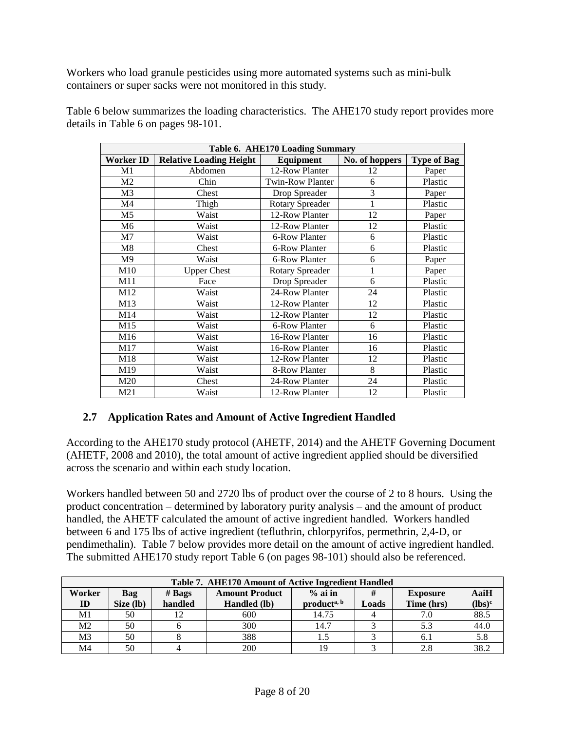Workers who load granule pesticides using more automated systems such as mini-bulk containers or super sacks were not monitored in this study.

Table 6 below summarizes the loading characteristics. The AHE170 study report provides more details in Table 6 on pages 98-101.

| Table 6. AHE170 Loading Summary | | | | |
|---|---|---|---|---|
| **Worker ID** | **Relative Loading Height** | **Equipment** | **No. of hoppers** | **Type of Bag** |
| M1 | Abdomen | 12-Row Planter | 12 | Paper |
| M2 | Chin | Twin-Row Planter | 6 | Plastic |
| M3 | Chest | Drop Spreader | 3 | Paper |
| M4 | Thigh | Rotary Spreader | 1 | Plastic |
| M5 | Waist | 12-Row Planter | 12 | Paper |
| M6 | Waist | 12-Row Planter | 12 | Plastic |
| M7 | Waist | 6-Row Planter | 6 | Plastic |
| M8 | Chest | 6-Row Planter | 6 | Plastic |
| M9 | Waist | 6-Row Planter | 6 | Paper |
| M10 | Upper Chest | Rotary Spreader | 1 | Paper |
| M11 | Face | Drop Spreader | 6 | Plastic |
| M12 | Waist | 24-Row Planter | 24 | Plastic |
| M13 | Waist | 12-Row Planter | 12 | Plastic |
| M14 | Waist | 12-Row Planter | 12 | Plastic |
| M15 | Waist | 6-Row Planter | 6 | Plastic |
| M16 | Waist | 16-Row Planter | 16 | Plastic |
| M17 | Waist | 16-Row Planter | 16 | Plastic |
| M18 | Waist | 12-Row Planter | 12 | Plastic |
| M19 | Waist | 8-Row Planter | 8 | Plastic |
| M20 | Chest | 24-Row Planter | 24 | Plastic |
| M21 | Waist | 12-Row Planter | 12 | Plastic |

### 2.7 Application Rates and Amount of Active Ingredient Handled

According to the AHE170 study protocol (AHETF, 2014) and the AHETF Governing Document (AHETF, 2008 and 2010), the total amount of active ingredient applied should be diversified across the scenario and within each study location.

Workers handled between 50 and 2720 lbs of product over the course of 2 to 8 hours. Using the product concentration – determined by laboratory purity analysis – and the amount of product handled, the AHETF calculated the amount of active ingredient handled. Workers handled between 6 and 175 lbs of active ingredient (tefluthrin, chlorpyrifos, permethrin, 2,4-D, or pendimethalin). Table 7 below provides more detail on the amount of active ingredient handled. The submitted AHE170 study report Table 6 (on pages 98-101) should also be referenced.

| Table 7. AHE170 Amount of Active Ingredient Handled | | | | | | | |
|---|---|---|---|---|---|---|---|
| **Worker ID** | **Bag Size (lb)** | **# Bags handled** | **Amount Product Handled (lb)** | **% ai in product[a, b]** | **# Loads** | **Exposure Time (hrs)** | **AaiH (lbs)[c]** |
| M1 | 50 | 12 | 600 | 14.75 | 4 | 7.0 | 88.5 |
| M2 | 50 | 6 | 300 | 14.7 | 3 | 5.3 | 44.0 |
| M3 | 50 | 8 | 388 | 1.5 | 3 | 6.1 | 5.8 |
| M4 | 50 | 4 | 200 | 19 | 3 | 2.8 | 38.2 |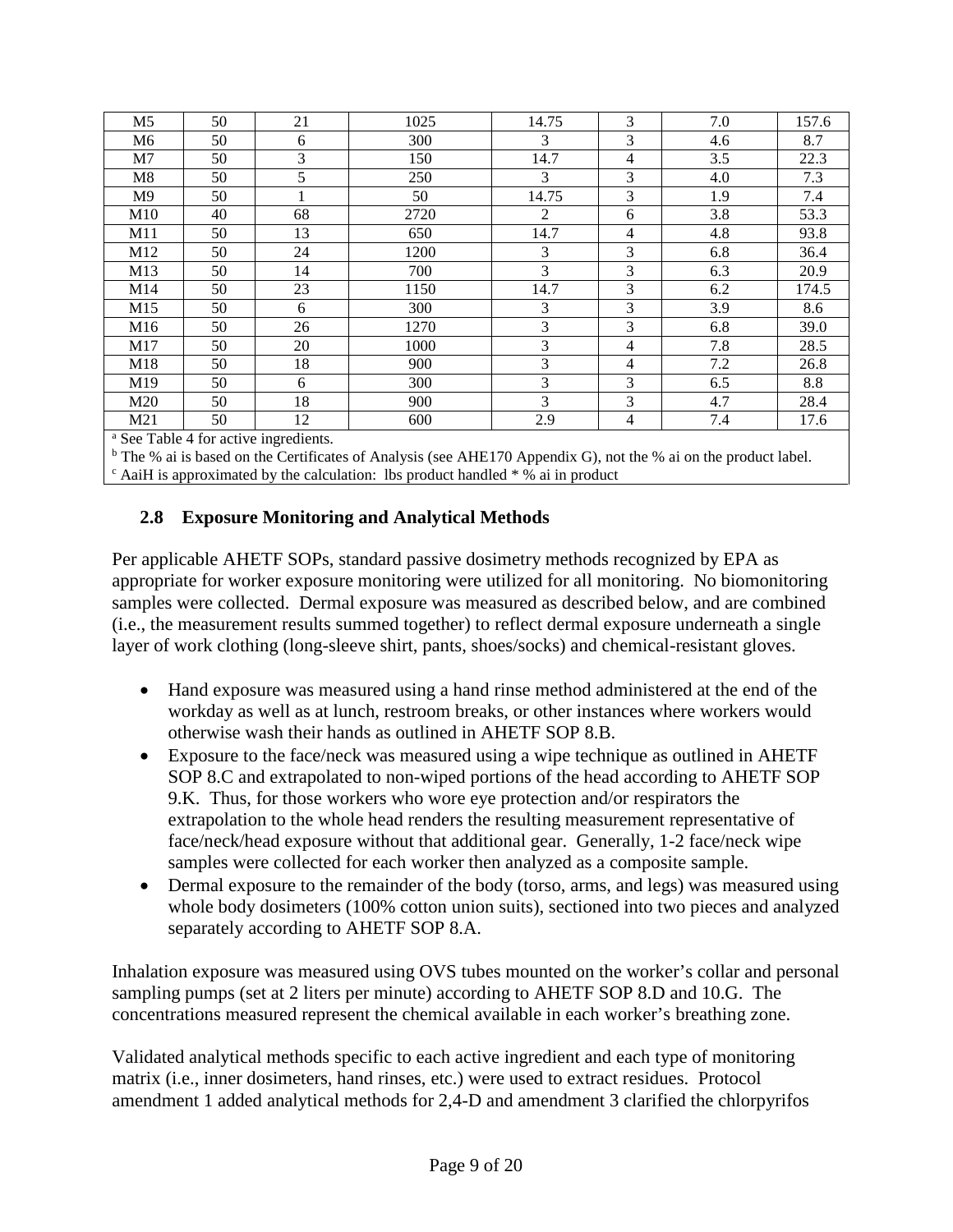| M5 | 50 | 21 | 1025 | 14.75 | 3 | 7.0 | 157.6 |
|---|---|---|---|---|---|---|---|
| M6 | 50 | 6 | 300 | 3 | 3 | 4.6 | 8.7 |
| M7 | 50 | 3 | 150 | 14.7 | 4 | 3.5 | 22.3 |
| M8 | 50 | 5 | 250 | 3 | 3 | 4.0 | 7.3 |
| M9 | 50 | 1 | 50 | 14.75 | 3 | 1.9 | 7.4 |
| M10 | 40 | 68 | 2720 | 2 | 6 | 3.8 | 53.3 |
| M11 | 50 | 13 | 650 | 14.7 | 4 | 4.8 | 93.8 |
| M12 | 50 | 24 | 1200 | 3 | 3 | 6.8 | 36.4 |
| M13 | 50 | 14 | 700 | 3 | 3 | 6.3 | 20.9 |
| M14 | 50 | 23 | 1150 | 14.7 | 3 | 6.2 | 174.5 |
| M15 | 50 | 6 | 300 | 3 | 3 | 3.9 | 8.6 |
| M16 | 50 | 26 | 1270 | 3 | 3 | 6.8 | 39.0 |
| M17 | 50 | 20 | 1000 | 3 | 4 | 7.8 | 28.5 |
| M18 | 50 | 18 | 900 | 3 | 4 | 7.2 | 26.8 |
| M19 | 50 | 6 | 300 | 3 | 3 | 6.5 | 8.8 |
| M20 | 50 | 18 | 900 | 3 | 3 | 4.7 | 28.4 |
| M21 | 50 | 12 | 600 | 2.9 | 4 | 7.4 | 17.6 |

[a] See Table 4 for active ingredients.
[b] The % ai is based on the Certificates of Analysis (see AHE170 Appendix G), not the % ai on the product label.
[c] AaiH is approximated by the calculation: lbs product handled * % ai in product

## 2.8 Exposure Monitoring and Analytical Methods

Per applicable AHETF SOPs, standard passive dosimetry methods recognized by EPA as appropriate for worker exposure monitoring were utilized for all monitoring. No biomonitoring samples were collected. Dermal exposure was measured as described below, and are combined (i.e., the measurement results summed together) to reflect dermal exposure underneath a single layer of work clothing (long-sleeve shirt, pants, shoes/socks) and chemical-resistant gloves.

- Hand exposure was measured using a hand rinse method administered at the end of the workday as well as at lunch, restroom breaks, or other instances where workers would otherwise wash their hands as outlined in AHETF SOP 8.B.
- Exposure to the face/neck was measured using a wipe technique as outlined in AHETF SOP 8.C and extrapolated to non-wiped portions of the head according to AHETF SOP 9.K. Thus, for those workers who wore eye protection and/or respirators the extrapolation to the whole head renders the resulting measurement representative of face/neck/head exposure without that additional gear. Generally, 1-2 face/neck wipe samples were collected for each worker then analyzed as a composite sample.
- Dermal exposure to the remainder of the body (torso, arms, and legs) was measured using whole body dosimeters (100% cotton union suits), sectioned into two pieces and analyzed separately according to AHETF SOP 8.A.

Inhalation exposure was measured using OVS tubes mounted on the worker's collar and personal sampling pumps (set at 2 liters per minute) according to AHETF SOP 8.D and 10.G. The concentrations measured represent the chemical available in each worker's breathing zone.

Validated analytical methods specific to each active ingredient and each type of monitoring matrix (i.e., inner dosimeters, hand rinses, etc.) were used to extract residues. Protocol amendment 1 added analytical methods for 2,4-D and amendment 3 clarified the chlorpyrifos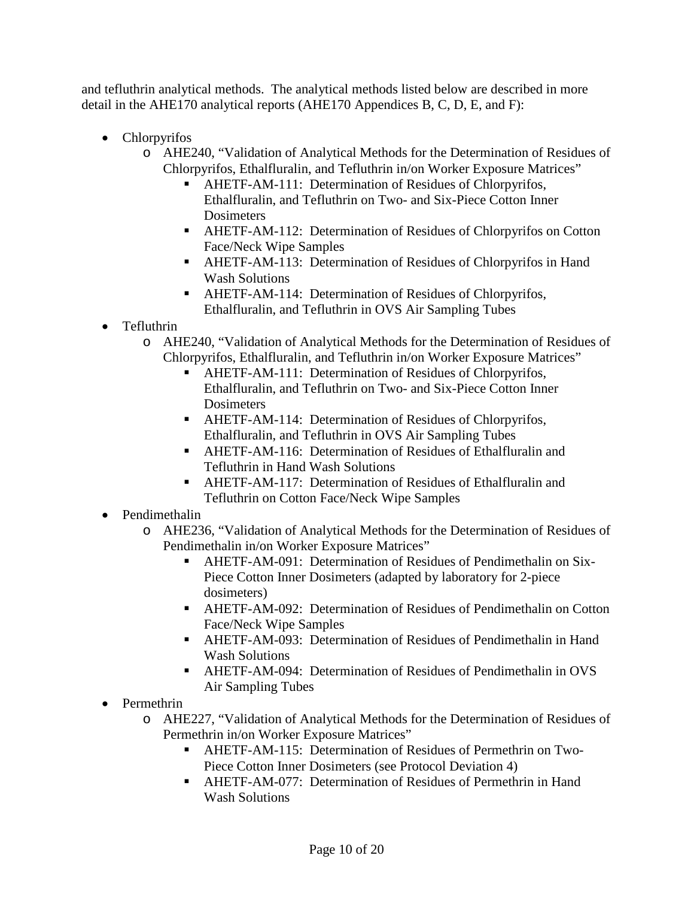and tefluthrin analytical methods. The analytical methods listed below are described in more detail in the AHE170 analytical reports (AHE170 Appendices B, C, D, E, and F):

- Chlorpyrifos
  - AHE240, "Validation of Analytical Methods for the Determination of Residues of Chlorpyrifos, Ethalfluralin, and Tefluthrin in/on Worker Exposure Matrices"
    - AHETF-AM-111: Determination of Residues of Chlorpyrifos, Ethalfluralin, and Tefluthrin on Two- and Six-Piece Cotton Inner Dosimeters
    - AHETF-AM-112: Determination of Residues of Chlorpyrifos on Cotton Face/Neck Wipe Samples
    - AHETF-AM-113: Determination of Residues of Chlorpyrifos in Hand Wash Solutions
    - AHETF-AM-114: Determination of Residues of Chlorpyrifos, Ethalfluralin, and Tefluthrin in OVS Air Sampling Tubes
- Tefluthrin
  - AHE240, "Validation of Analytical Methods for the Determination of Residues of Chlorpyrifos, Ethalfluralin, and Tefluthrin in/on Worker Exposure Matrices"
    - AHETF-AM-111: Determination of Residues of Chlorpyrifos, Ethalfluralin, and Tefluthrin on Two- and Six-Piece Cotton Inner Dosimeters
    - AHETF-AM-114: Determination of Residues of Chlorpyrifos, Ethalfluralin, and Tefluthrin in OVS Air Sampling Tubes
    - AHETF-AM-116: Determination of Residues of Ethalfluralin and Tefluthrin in Hand Wash Solutions
    - AHETF-AM-117: Determination of Residues of Ethalfluralin and Tefluthrin on Cotton Face/Neck Wipe Samples
- Pendimethalin
  - AHE236, "Validation of Analytical Methods for the Determination of Residues of Pendimethalin in/on Worker Exposure Matrices"
    - AHETF-AM-091: Determination of Residues of Pendimethalin on Six-Piece Cotton Inner Dosimeters (adapted by laboratory for 2-piece dosimeters)
    - AHETF-AM-092: Determination of Residues of Pendimethalin on Cotton Face/Neck Wipe Samples
    - AHETF-AM-093: Determination of Residues of Pendimethalin in Hand Wash Solutions
    - AHETF-AM-094: Determination of Residues of Pendimethalin in OVS Air Sampling Tubes
- Permethrin
  - AHE227, "Validation of Analytical Methods for the Determination of Residues of Permethrin in/on Worker Exposure Matrices"
    - AHETF-AM-115: Determination of Residues of Permethrin on Two-Piece Cotton Inner Dosimeters (see Protocol Deviation 4)
    - AHETF-AM-077: Determination of Residues of Permethrin in Hand Wash Solutions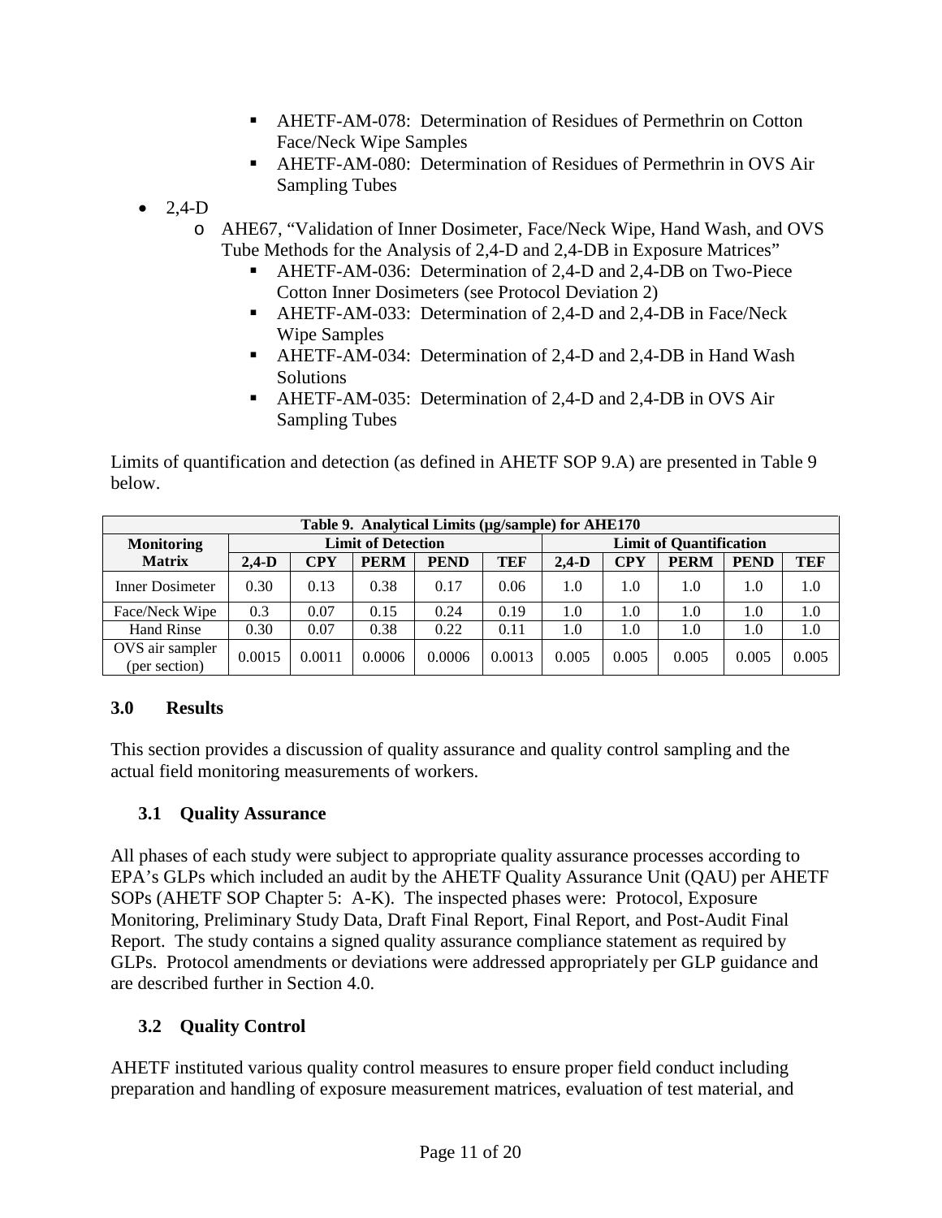- AHETF-AM-078: Determination of Residues of Permethrin on Cotton Face/Neck Wipe Samples
- AHETF-AM-080: Determination of Residues of Permethrin in OVS Air Sampling Tubes

- 2,4-D
  - AHE67, "Validation of Inner Dosimeter, Face/Neck Wipe, Hand Wash, and OVS Tube Methods for the Analysis of 2,4-D and 2,4-DB in Exposure Matrices"
    - AHETF-AM-036: Determination of 2,4-D and 2,4-DB on Two-Piece Cotton Inner Dosimeters (see Protocol Deviation 2)
    - AHETF-AM-033: Determination of 2,4-D and 2,4-DB in Face/Neck Wipe Samples
    - AHETF-AM-034: Determination of 2,4-D and 2,4-DB in Hand Wash Solutions
    - AHETF-AM-035: Determination of 2,4-D and 2,4-DB in OVS Air Sampling Tubes

Limits of quantification and detection (as defined in AHETF SOP 9.A) are presented in Table 9 below.

**Table 9. Analytical Limits (µg/sample) for AHE170**

| Monitoring Matrix | Limit of Detection | | | | | Limit of Quantification | | | | |
|---|---|---|---|---|---|---|---|---|---|---|
| | 2,4-D | CPY | PERM | PEND | TEF | 2,4-D | CPY | PERM | PEND | TEF |
| Inner Dosimeter | 0.30 | 0.13 | 0.38 | 0.17 | 0.06 | 1.0 | 1.0 | 1.0 | 1.0 | 1.0 |
| Face/Neck Wipe | 0.3 | 0.07 | 0.15 | 0.24 | 0.19 | 1.0 | 1.0 | 1.0 | 1.0 | 1.0 |
| Hand Rinse | 0.30 | 0.07 | 0.38 | 0.22 | 0.11 | 1.0 | 1.0 | 1.0 | 1.0 | 1.0 |
| OVS air sampler (per section) | 0.0015 | 0.0011 | 0.0006 | 0.0006 | 0.0013 | 0.005 | 0.005 | 0.005 | 0.005 | 0.005 |

## 3.0 Results

This section provides a discussion of quality assurance and quality control sampling and the actual field monitoring measurements of workers.

### 3.1 Quality Assurance

All phases of each study were subject to appropriate quality assurance processes according to EPA's GLPs which included an audit by the AHETF Quality Assurance Unit (QAU) per AHETF SOPs (AHETF SOP Chapter 5: A-K). The inspected phases were: Protocol, Exposure Monitoring, Preliminary Study Data, Draft Final Report, Final Report, and Post-Audit Final Report. The study contains a signed quality assurance compliance statement as required by GLPs. Protocol amendments or deviations were addressed appropriately per GLP guidance and are described further in Section 4.0.

### 3.2 Quality Control

AHETF instituted various quality control measures to ensure proper field conduct including preparation and handling of exposure measurement matrices, evaluation of test material, and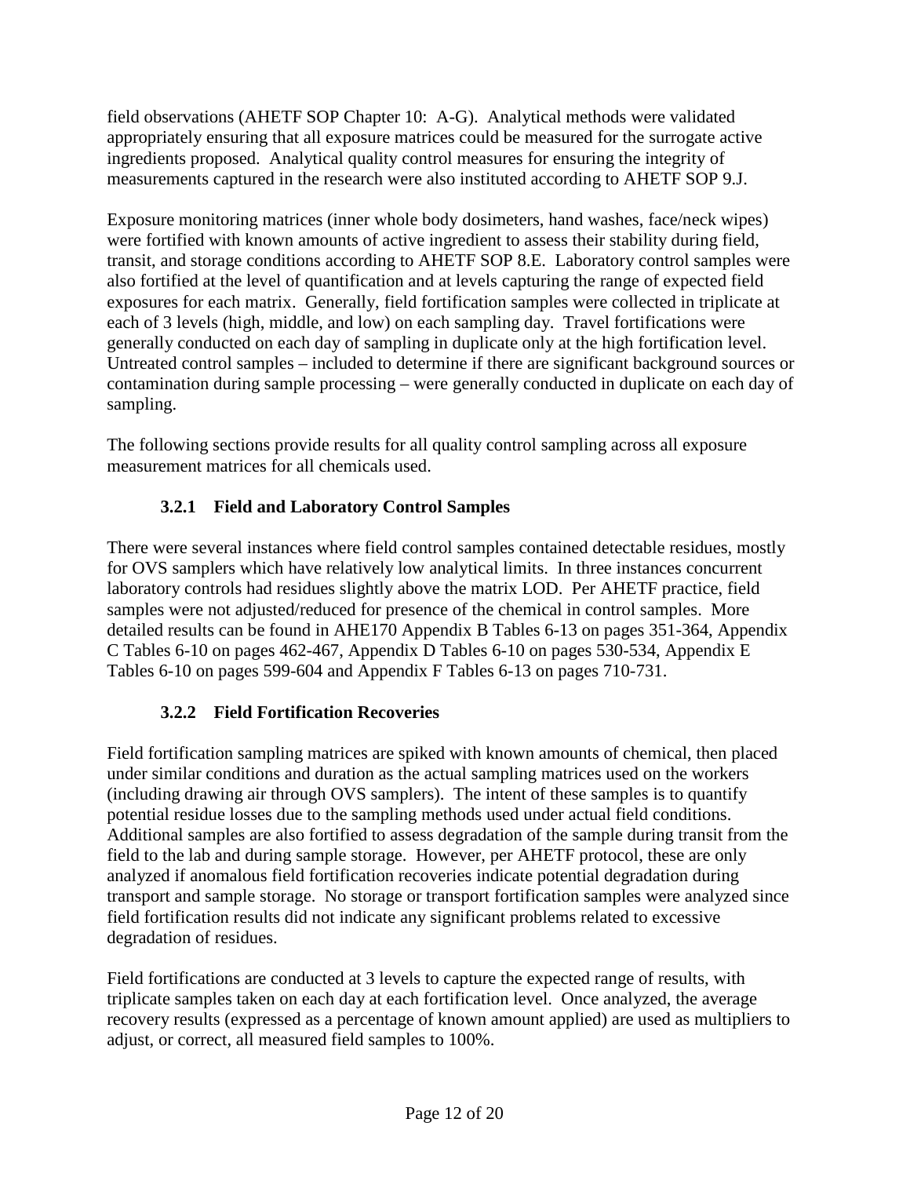field observations (AHETF SOP Chapter 10: A-G). Analytical methods were validated appropriately ensuring that all exposure matrices could be measured for the surrogate active ingredients proposed. Analytical quality control measures for ensuring the integrity of measurements captured in the research were also instituted according to AHETF SOP 9.J.

Exposure monitoring matrices (inner whole body dosimeters, hand washes, face/neck wipes) were fortified with known amounts of active ingredient to assess their stability during field, transit, and storage conditions according to AHETF SOP 8.E. Laboratory control samples were also fortified at the level of quantification and at levels capturing the range of expected field exposures for each matrix. Generally, field fortification samples were collected in triplicate at each of 3 levels (high, middle, and low) on each sampling day. Travel fortifications were generally conducted on each day of sampling in duplicate only at the high fortification level. Untreated control samples – included to determine if there are significant background sources or contamination during sample processing – were generally conducted in duplicate on each day of sampling.

The following sections provide results for all quality control sampling across all exposure measurement matrices for all chemicals used.

### 3.2.1 Field and Laboratory Control Samples

There were several instances where field control samples contained detectable residues, mostly for OVS samplers which have relatively low analytical limits. In three instances concurrent laboratory controls had residues slightly above the matrix LOD. Per AHETF practice, field samples were not adjusted/reduced for presence of the chemical in control samples. More detailed results can be found in AHE170 Appendix B Tables 6-13 on pages 351-364, Appendix C Tables 6-10 on pages 462-467, Appendix D Tables 6-10 on pages 530-534, Appendix E Tables 6-10 on pages 599-604 and Appendix F Tables 6-13 on pages 710-731.

### 3.2.2 Field Fortification Recoveries

Field fortification sampling matrices are spiked with known amounts of chemical, then placed under similar conditions and duration as the actual sampling matrices used on the workers (including drawing air through OVS samplers). The intent of these samples is to quantify potential residue losses due to the sampling methods used under actual field conditions. Additional samples are also fortified to assess degradation of the sample during transit from the field to the lab and during sample storage. However, per AHETF protocol, these are only analyzed if anomalous field fortification recoveries indicate potential degradation during transport and sample storage. No storage or transport fortification samples were analyzed since field fortification results did not indicate any significant problems related to excessive degradation of residues.

Field fortifications are conducted at 3 levels to capture the expected range of results, with triplicate samples taken on each day at each fortification level. Once analyzed, the average recovery results (expressed as a percentage of known amount applied) are used as multipliers to adjust, or correct, all measured field samples to 100%.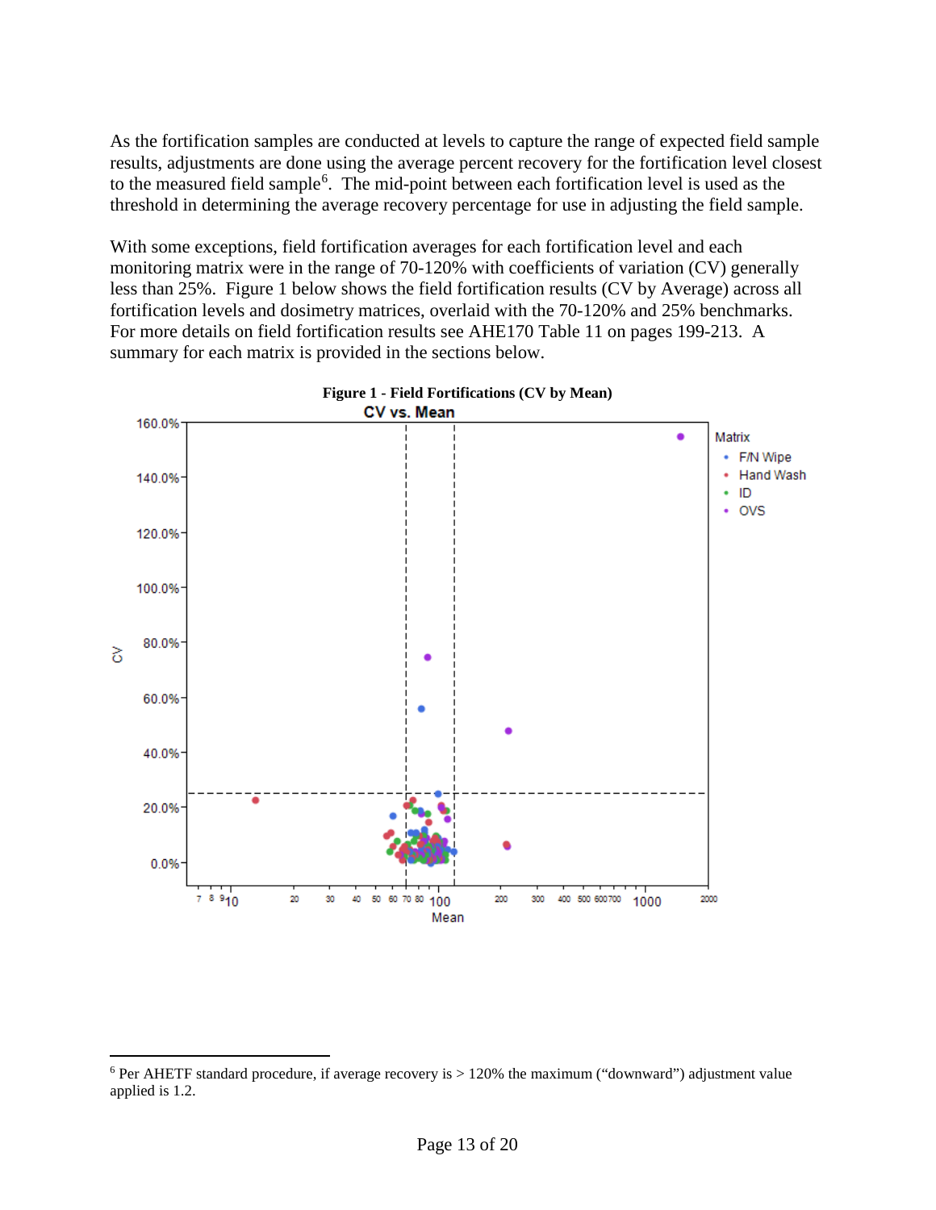As the fortification samples are conducted at levels to capture the range of expected field sample results, adjustments are done using the average percent recovery for the fortification level closest to the measured field sample[6]. The mid-point between each fortification level is used as the threshold in determining the average recovery percentage for use in adjusting the field sample.

With some exceptions, field fortification averages for each fortification level and each monitoring matrix were in the range of 70-120% with coefficients of variation (CV) generally less than 25%. Figure 1 below shows the field fortification results (CV by Average) across all fortification levels and dosimetry matrices, overlaid with the 70-120% and 25% benchmarks. For more details on field fortification results see AHE170 Table 11 on pages 199-213. A summary for each matrix is provided in the sections below.

**Figure 1 - Field Fortifications (CV by Mean)**

[6] Per AHETF standard procedure, if average recovery is > 120% the maximum ("downward") adjustment value applied is 1.2.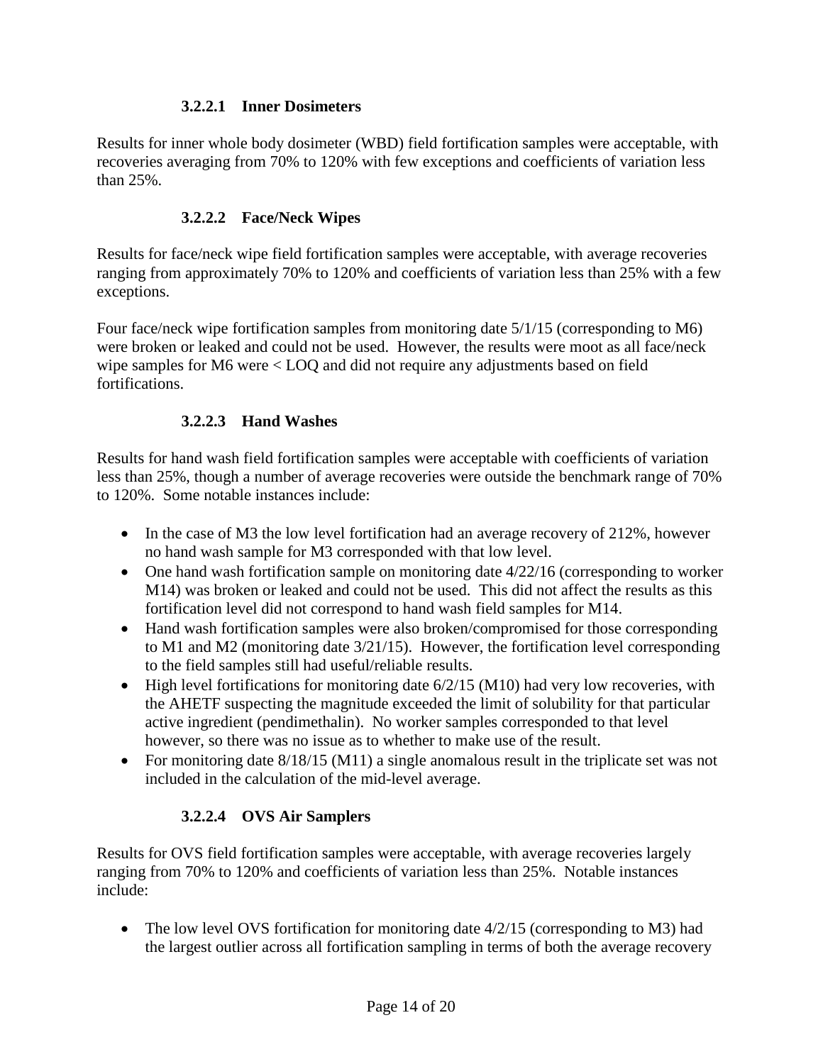#### 3.2.2.1 Inner Dosimeters

Results for inner whole body dosimeter (WBD) field fortification samples were acceptable, with recoveries averaging from 70% to 120% with few exceptions and coefficients of variation less than 25%.

#### 3.2.2.2 Face/Neck Wipes

Results for face/neck wipe field fortification samples were acceptable, with average recoveries ranging from approximately 70% to 120% and coefficients of variation less than 25% with a few exceptions.

Four face/neck wipe fortification samples from monitoring date 5/1/15 (corresponding to M6) were broken or leaked and could not be used. However, the results were moot as all face/neck wipe samples for M6 were < LOQ and did not require any adjustments based on field fortifications.

#### 3.2.2.3 Hand Washes

Results for hand wash field fortification samples were acceptable with coefficients of variation less than 25%, though a number of average recoveries were outside the benchmark range of 70% to 120%. Some notable instances include:

- In the case of M3 the low level fortification had an average recovery of 212%, however no hand wash sample for M3 corresponded with that low level.
- One hand wash fortification sample on monitoring date 4/22/16 (corresponding to worker M14) was broken or leaked and could not be used. This did not affect the results as this fortification level did not correspond to hand wash field samples for M14.
- Hand wash fortification samples were also broken/compromised for those corresponding to M1 and M2 (monitoring date 3/21/15). However, the fortification level corresponding to the field samples still had useful/reliable results.
- High level fortifications for monitoring date 6/2/15 (M10) had very low recoveries, with the AHETF suspecting the magnitude exceeded the limit of solubility for that particular active ingredient (pendimethalin). No worker samples corresponded to that level however, so there was no issue as to whether to make use of the result.
- For monitoring date 8/18/15 (M11) a single anomalous result in the triplicate set was not included in the calculation of the mid-level average.

#### 3.2.2.4 OVS Air Samplers

Results for OVS field fortification samples were acceptable, with average recoveries largely ranging from 70% to 120% and coefficients of variation less than 25%. Notable instances include:

- The low level OVS fortification for monitoring date 4/2/15 (corresponding to M3) had the largest outlier across all fortification sampling in terms of both the average recovery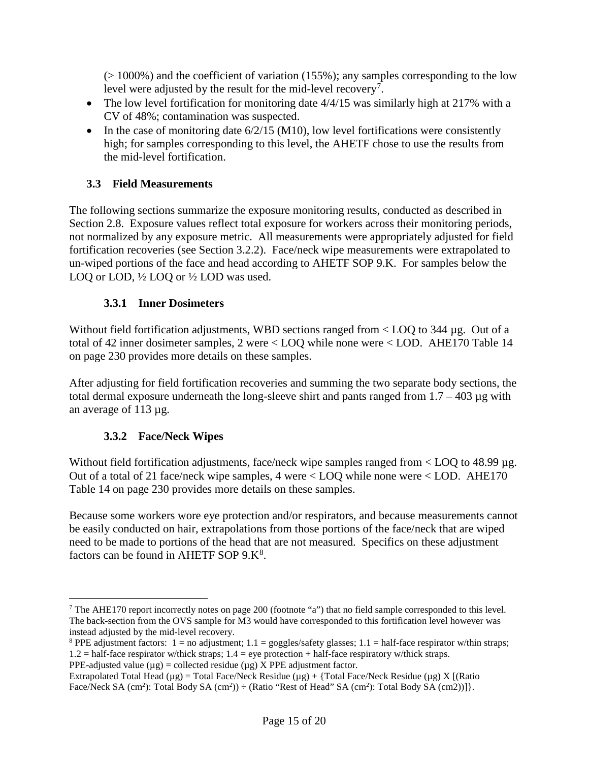(> 1000%) and the coefficient of variation (155%); any samples corresponding to the low level were adjusted by the result for the mid-level recovery[7].

- The low level fortification for monitoring date 4/4/15 was similarly high at 217% with a CV of 48%; contamination was suspected.
- In the case of monitoring date 6/2/15 (M10), low level fortifications were consistently high; for samples corresponding to this level, the AHETF chose to use the results from the mid-level fortification.

## 3.3 Field Measurements

The following sections summarize the exposure monitoring results, conducted as described in Section 2.8. Exposure values reflect total exposure for workers across their monitoring periods, not normalized by any exposure metric. All measurements were appropriately adjusted for field fortification recoveries (see Section 3.2.2). Face/neck wipe measurements were extrapolated to un-wiped portions of the face and head according to AHETF SOP 9.K. For samples below the LOQ or LOD, ½ LOQ or ½ LOD was used.

### 3.3.1 Inner Dosimeters

Without field fortification adjustments, WBD sections ranged from < LOQ to 344 µg. Out of a total of 42 inner dosimeter samples, 2 were < LOQ while none were < LOD. AHE170 Table 14 on page 230 provides more details on these samples.

After adjusting for field fortification recoveries and summing the two separate body sections, the total dermal exposure underneath the long-sleeve shirt and pants ranged from 1.7 – 403 µg with an average of 113 µg.

### 3.3.2 Face/Neck Wipes

Without field fortification adjustments, face/neck wipe samples ranged from < LOQ to 48.99 µg. Out of a total of 21 face/neck wipe samples, 4 were < LOQ while none were < LOD. AHE170 Table 14 on page 230 provides more details on these samples.

Because some workers wore eye protection and/or respirators, and because measurements cannot be easily conducted on hair, extrapolations from those portions of the face/neck that are wiped need to be made to portions of the head that are not measured. Specifics on these adjustment factors can be found in AHETF SOP 9.K[8].

---

[7] The AHE170 report incorrectly notes on page 200 (footnote "a") that no field sample corresponded to this level. The back-section from the OVS sample for M3 would have corresponded to this fortification level however was instead adjusted by the mid-level recovery.

[8] PPE adjustment factors: 1 = no adjustment; 1.1 = goggles/safety glasses; 1.1 = half-face respirator w/thin straps; 1.2 = half-face respirator w/thick straps; 1.4 = eye protection + half-face respiratory w/thick straps.
PPE-adjusted value (µg) = collected residue (µg) X PPE adjustment factor.
Extrapolated Total Head (µg) = Total Face/Neck Residue (µg) + {Total Face/Neck Residue (µg) X [(Ratio Face/Neck SA ($cm^2$): Total Body SA ($cm^2$)) ÷ (Ratio "Rest of Head" SA ($cm^2$): Total Body SA (cm2))]}.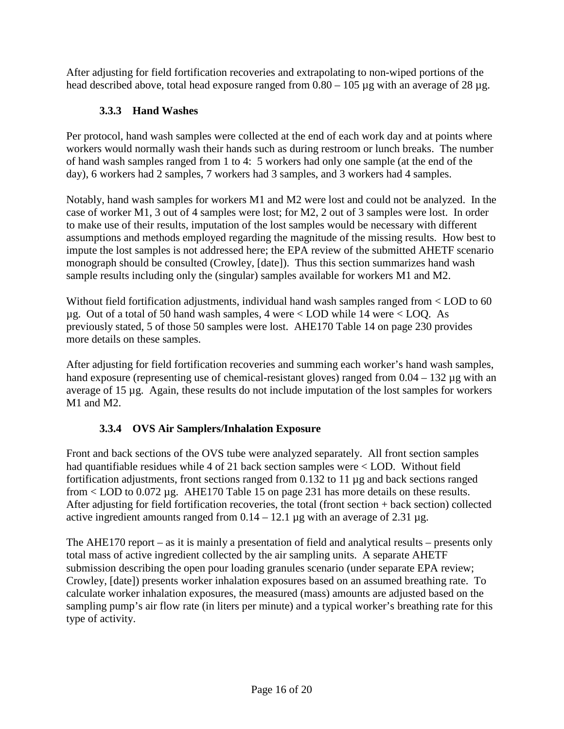After adjusting for field fortification recoveries and extrapolating to non-wiped portions of the head described above, total head exposure ranged from 0.80 – 105 µg with an average of 28 µg.

### 3.3.3 Hand Washes

Per protocol, hand wash samples were collected at the end of each work day and at points where workers would normally wash their hands such as during restroom or lunch breaks. The number of hand wash samples ranged from 1 to 4: 5 workers had only one sample (at the end of the day), 6 workers had 2 samples, 7 workers had 3 samples, and 3 workers had 4 samples.

Notably, hand wash samples for workers M1 and M2 were lost and could not be analyzed. In the case of worker M1, 3 out of 4 samples were lost; for M2, 2 out of 3 samples were lost. In order to make use of their results, imputation of the lost samples would be necessary with different assumptions and methods employed regarding the magnitude of the missing results. How best to impute the lost samples is not addressed here; the EPA review of the submitted AHETF scenario monograph should be consulted (Crowley, [date]). Thus this section summarizes hand wash sample results including only the (singular) samples available for workers M1 and M2.

Without field fortification adjustments, individual hand wash samples ranged from < LOD to 60 µg. Out of a total of 50 hand wash samples, 4 were < LOD while 14 were < LOQ. As previously stated, 5 of those 50 samples were lost. AHE170 Table 14 on page 230 provides more details on these samples.

After adjusting for field fortification recoveries and summing each worker's hand wash samples, hand exposure (representing use of chemical-resistant gloves) ranged from 0.04 – 132 µg with an average of 15 µg. Again, these results do not include imputation of the lost samples for workers M1 and M2.

### 3.3.4 OVS Air Samplers/Inhalation Exposure

Front and back sections of the OVS tube were analyzed separately. All front section samples had quantifiable residues while 4 of 21 back section samples were < LOD. Without field fortification adjustments, front sections ranged from 0.132 to 11 µg and back sections ranged from < LOD to 0.072 µg. AHE170 Table 15 on page 231 has more details on these results. After adjusting for field fortification recoveries, the total (front section + back section) collected active ingredient amounts ranged from 0.14 – 12.1 µg with an average of 2.31 µg.

The AHE170 report – as it is mainly a presentation of field and analytical results – presents only total mass of active ingredient collected by the air sampling units. A separate AHETF submission describing the open pour loading granules scenario (under separate EPA review; Crowley, [date]) presents worker inhalation exposures based on an assumed breathing rate. To calculate worker inhalation exposures, the measured (mass) amounts are adjusted based on the sampling pump's air flow rate (in liters per minute) and a typical worker's breathing rate for this type of activity.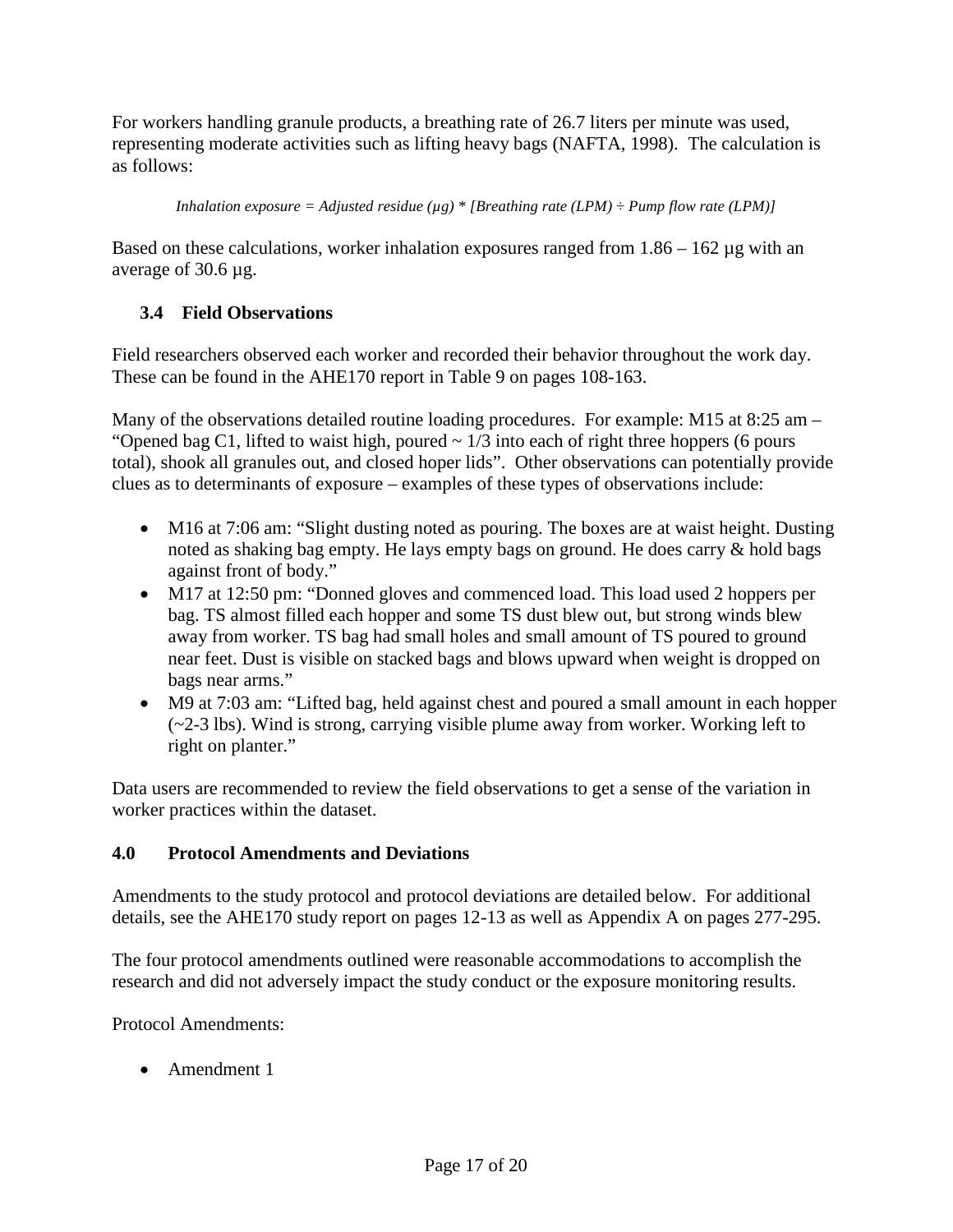For workers handling granule products, a breathing rate of 26.7 liters per minute was used, representing moderate activities such as lifting heavy bags (NAFTA, 1998). The calculation is as follows:

*Inhalation exposure = Adjusted residue (µg) * [Breathing rate (LPM) ÷ Pump flow rate (LPM)]*

Based on these calculations, worker inhalation exposures ranged from 1.86 – 162 µg with an average of 30.6 µg.

### 3.4 Field Observations

Field researchers observed each worker and recorded their behavior throughout the work day. These can be found in the AHE170 report in Table 9 on pages 108-163.

Many of the observations detailed routine loading procedures. For example: M15 at 8:25 am – "Opened bag C1, lifted to waist high, poured ~ 1/3 into each of right three hoppers (6 pours total), shook all granules out, and closed hoper lids". Other observations can potentially provide clues as to determinants of exposure – examples of these types of observations include:

- M16 at 7:06 am: "Slight dusting noted as pouring. The boxes are at waist height. Dusting noted as shaking bag empty. He lays empty bags on ground. He does carry & hold bags against front of body."
- M17 at 12:50 pm: "Donned gloves and commenced load. This load used 2 hoppers per bag. TS almost filled each hopper and some TS dust blew out, but strong winds blew away from worker. TS bag had small holes and small amount of TS poured to ground near feet. Dust is visible on stacked bags and blows upward when weight is dropped on bags near arms."
- M9 at 7:03 am: "Lifted bag, held against chest and poured a small amount in each hopper (~2-3 lbs). Wind is strong, carrying visible plume away from worker. Working left to right on planter."

Data users are recommended to review the field observations to get a sense of the variation in worker practices within the dataset.

## 4.0 Protocol Amendments and Deviations

Amendments to the study protocol and protocol deviations are detailed below. For additional details, see the AHE170 study report on pages 12-13 as well as Appendix A on pages 277-295.

The four protocol amendments outlined were reasonable accommodations to accomplish the research and did not adversely impact the study conduct or the exposure monitoring results.

Protocol Amendments:

- Amendment 1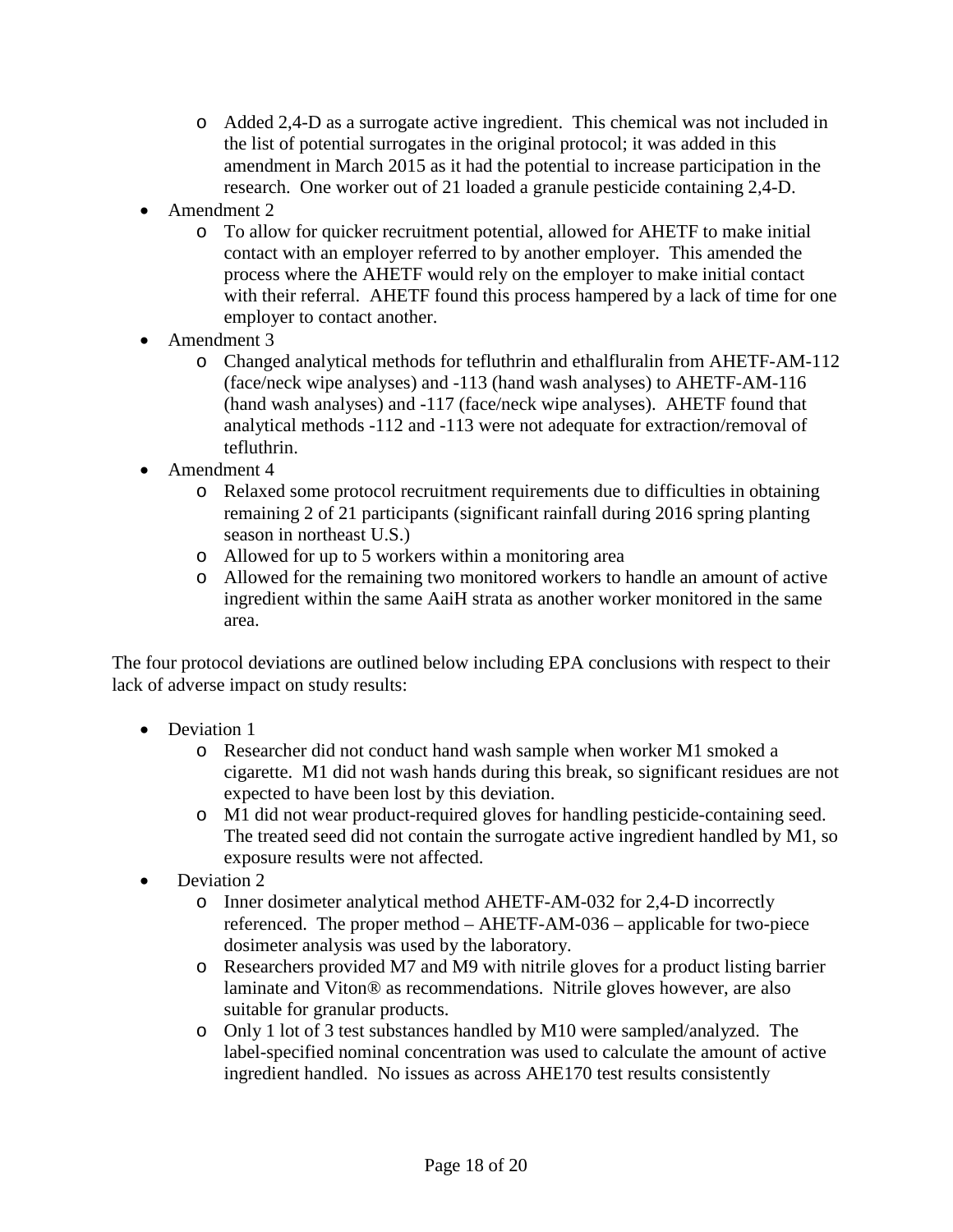- Added 2,4-D as a surrogate active ingredient. This chemical was not included in the list of potential surrogates in the original protocol; it was added in this amendment in March 2015 as it had the potential to increase participation in the research. One worker out of 21 loaded a granule pesticide containing 2,4-D.
- Amendment 2
  - To allow for quicker recruitment potential, allowed for AHETF to make initial contact with an employer referred to by another employer. This amended the process where the AHETF would rely on the employer to make initial contact with their referral. AHETF found this process hampered by a lack of time for one employer to contact another.
- Amendment 3
  - Changed analytical methods for tefluthrin and ethalfluralin from AHETF-AM-112 (face/neck wipe analyses) and -113 (hand wash analyses) to AHETF-AM-116 (hand wash analyses) and -117 (face/neck wipe analyses). AHETF found that analytical methods -112 and -113 were not adequate for extraction/removal of tefluthrin.
- Amendment 4
  - Relaxed some protocol recruitment requirements due to difficulties in obtaining remaining 2 of 21 participants (significant rainfall during 2016 spring planting season in northeast U.S.)
  - Allowed for up to 5 workers within a monitoring area
  - Allowed for the remaining two monitored workers to handle an amount of active ingredient within the same AaiH strata as another worker monitored in the same area.

The four protocol deviations are outlined below including EPA conclusions with respect to their lack of adverse impact on study results:

- Deviation 1
  - Researcher did not conduct hand wash sample when worker M1 smoked a cigarette. M1 did not wash hands during this break, so significant residues are not expected to have been lost by this deviation.
  - M1 did not wear product-required gloves for handling pesticide-containing seed. The treated seed did not contain the surrogate active ingredient handled by M1, so exposure results were not affected.
- Deviation 2
  - Inner dosimeter analytical method AHETF-AM-032 for 2,4-D incorrectly referenced. The proper method – AHETF-AM-036 – applicable for two-piece dosimeter analysis was used by the laboratory.
  - Researchers provided M7 and M9 with nitrile gloves for a product listing barrier laminate and Viton® as recommendations. Nitrile gloves however, are also suitable for granular products.
  - Only 1 lot of 3 test substances handled by M10 were sampled/analyzed. The label-specified nominal concentration was used to calculate the amount of active ingredient handled. No issues as across AHE170 test results consistently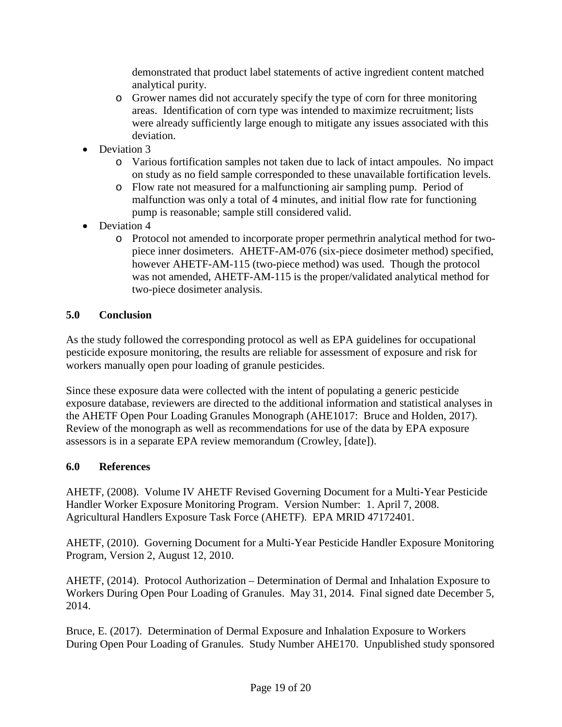demonstrated that product label statements of active ingredient content matched analytical purity.
    - Grower names did not accurately specify the type of corn for three monitoring areas. Identification of corn type was intended to maximize recruitment; lists were already sufficiently large enough to mitigate any issues associated with this deviation.
- Deviation 3
    - Various fortification samples not taken due to lack of intact ampoules. No impact on study as no field sample corresponded to these unavailable fortification levels.
    - Flow rate not measured for a malfunctioning air sampling pump. Period of malfunction was only a total of 4 minutes, and initial flow rate for functioning pump is reasonable; sample still considered valid.
- Deviation 4
    - Protocol not amended to incorporate proper permethrin analytical method for two-piece inner dosimeters. AHETF-AM-076 (six-piece dosimeter method) specified, however AHETF-AM-115 (two-piece method) was used. Though the protocol was not amended, AHETF-AM-115 is the proper/validated analytical method for two-piece dosimeter analysis.

## 5.0 Conclusion

As the study followed the corresponding protocol as well as EPA guidelines for occupational pesticide exposure monitoring, the results are reliable for assessment of exposure and risk for workers manually open pour loading of granule pesticides.

Since these exposure data were collected with the intent of populating a generic pesticide exposure database, reviewers are directed to the additional information and statistical analyses in the AHETF Open Pour Loading Granules Monograph (AHE1017: Bruce and Holden, 2017). Review of the monograph as well as recommendations for use of the data by EPA exposure assessors is in a separate EPA review memorandum (Crowley, [date]).

## 6.0 References

AHETF, (2008). Volume IV AHETF Revised Governing Document for a Multi-Year Pesticide Handler Worker Exposure Monitoring Program. Version Number: 1. April 7, 2008. Agricultural Handlers Exposure Task Force (AHETF). EPA MRID 47172401.

AHETF, (2010). Governing Document for a Multi-Year Pesticide Handler Exposure Monitoring Program, Version 2, August 12, 2010.

AHETF, (2014). Protocol Authorization – Determination of Dermal and Inhalation Exposure to Workers During Open Pour Loading of Granules. May 31, 2014. Final signed date December 5, 2014.

Bruce, E. (2017). Determination of Dermal Exposure and Inhalation Exposure to Workers During Open Pour Loading of Granules. Study Number AHE170. Unpublished study sponsored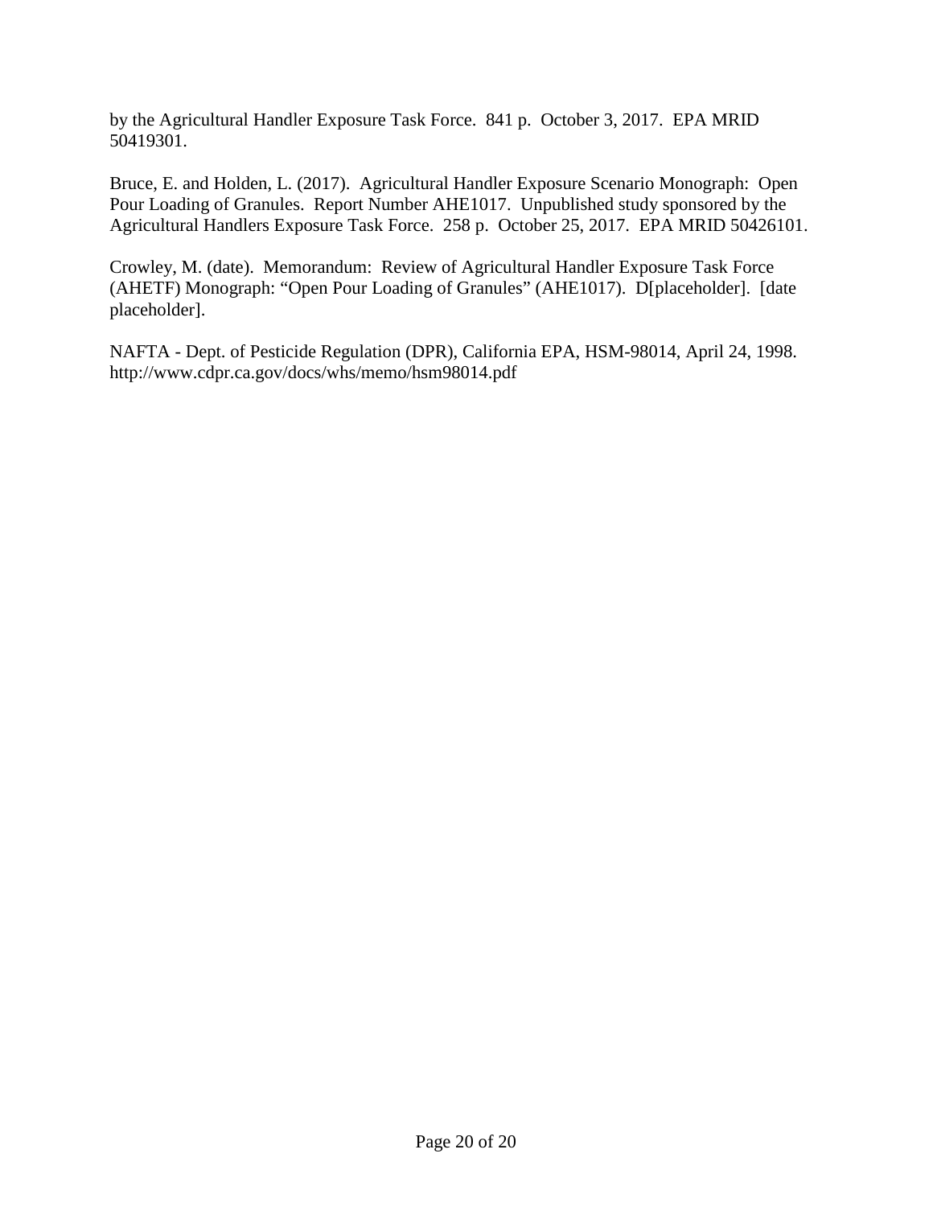by the Agricultural Handler Exposure Task Force. 841 p. October 3, 2017. EPA MRID 50419301.

Bruce, E. and Holden, L. (2017). Agricultural Handler Exposure Scenario Monograph: Open Pour Loading of Granules. Report Number AHE1017. Unpublished study sponsored by the Agricultural Handlers Exposure Task Force. 258 p. October 25, 2017. EPA MRID 50426101.

Crowley, M. (date). Memorandum: Review of Agricultural Handler Exposure Task Force (AHETF) Monograph: "Open Pour Loading of Granules" (AHE1017). D[placeholder]. [date placeholder].

NAFTA - Dept. of Pesticide Regulation (DPR), California EPA, HSM-98014, April 24, 1998. http://www.cdpr.ca.gov/docs/whs/memo/hsm98014.pdf